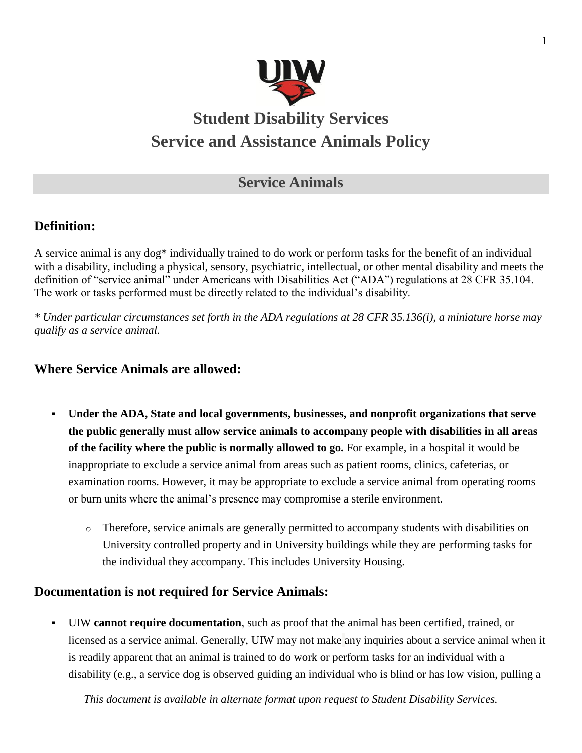# Student Disability Services
# Service and Assistance Animals Policy

## Service Animals

### Definition:

A service animal is any dog* individually trained to do work or perform tasks for the benefit of an individual with a disability, including a physical, sensory, psychiatric, intellectual, or other mental disability and meets the definition of "service animal" under Americans with Disabilities Act ("ADA") regulations at 28 CFR 35.104. The work or tasks performed must be directly related to the individual's disability.

*\* Under particular circumstances set forth in the ADA regulations at 28 CFR 35.136(i), a miniature horse may qualify as a service animal.*

### Where Service Animals are allowed:

- **Under the ADA, State and local governments, businesses, and nonprofit organizations that serve the public generally must allow service animals to accompany people with disabilities in all areas of the facility where the public is normally allowed to go.** For example, in a hospital it would be inappropriate to exclude a service animal from areas such as patient rooms, clinics, cafeterias, or examination rooms. However, it may be appropriate to exclude a service animal from operating rooms or burn units where the animal's presence may compromise a sterile environment.
  - Therefore, service animals are generally permitted to accompany students with disabilities on University controlled property and in University buildings while they are performing tasks for the individual they accompany. This includes University Housing.

### Documentation is not required for Service Animals:

- UIW **cannot require documentation**, such as proof that the animal has been certified, trained, or licensed as a service animal. Generally, UIW may not make any inquiries about a service animal when it is readily apparent that an animal is trained to do work or perform tasks for an individual with a disability (e.g., a service dog is observed guiding an individual who is blind or has low vision, pulling a

*This document is available in alternate format upon request to Student Disability Services.*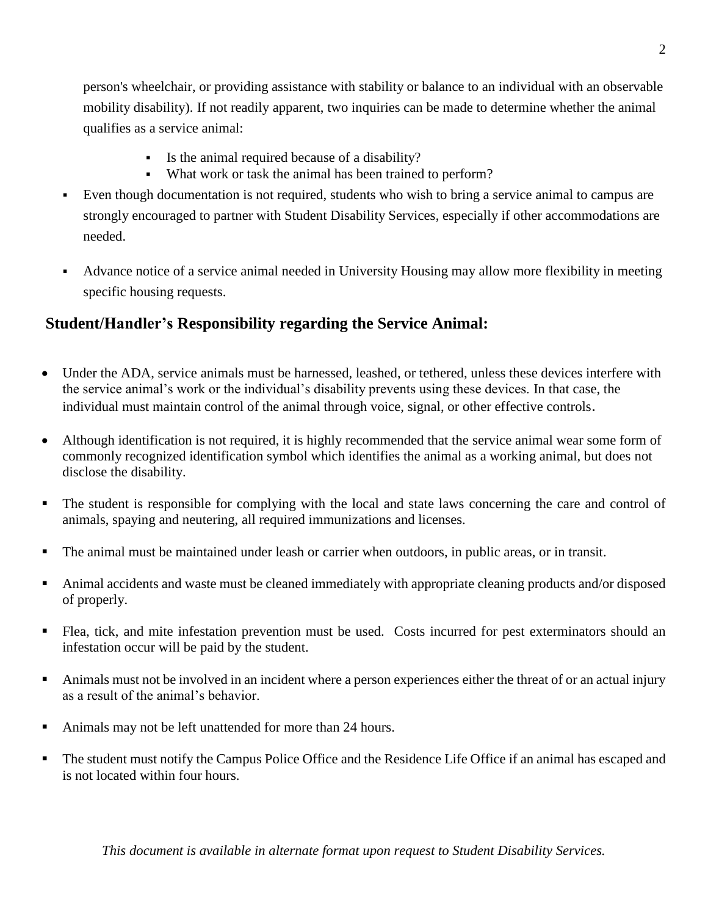person's wheelchair, or providing assistance with stability or balance to an individual with an observable mobility disability). If not readily apparent, two inquiries can be made to determine whether the animal qualifies as a service animal:

- Is the animal required because of a disability?
- What work or task the animal has been trained to perform?

- Even though documentation is not required, students who wish to bring a service animal to campus are strongly encouraged to partner with Student Disability Services, especially if other accommodations are needed.
- Advance notice of a service animal needed in University Housing may allow more flexibility in meeting specific housing requests.

## Student/Handler's Responsibility regarding the Service Animal:

- Under the ADA, service animals must be harnessed, leashed, or tethered, unless these devices interfere with the service animal's work or the individual's disability prevents using these devices. In that case, the individual must maintain control of the animal through voice, signal, or other effective controls.
- Although identification is not required, it is highly recommended that the service animal wear some form of commonly recognized identification symbol which identifies the animal as a working animal, but does not disclose the disability.
- The student is responsible for complying with the local and state laws concerning the care and control of animals, spaying and neutering, all required immunizations and licenses.
- The animal must be maintained under leash or carrier when outdoors, in public areas, or in transit.
- Animal accidents and waste must be cleaned immediately with appropriate cleaning products and/or disposed of properly.
- Flea, tick, and mite infestation prevention must be used. Costs incurred for pest exterminators should an infestation occur will be paid by the student.
- Animals must not be involved in an incident where a person experiences either the threat of or an actual injury as a result of the animal's behavior.
- Animals may not be left unattended for more than 24 hours.
- The student must notify the Campus Police Office and the Residence Life Office if an animal has escaped and is not located within four hours.

*This document is available in alternate format upon request to Student Disability Services.*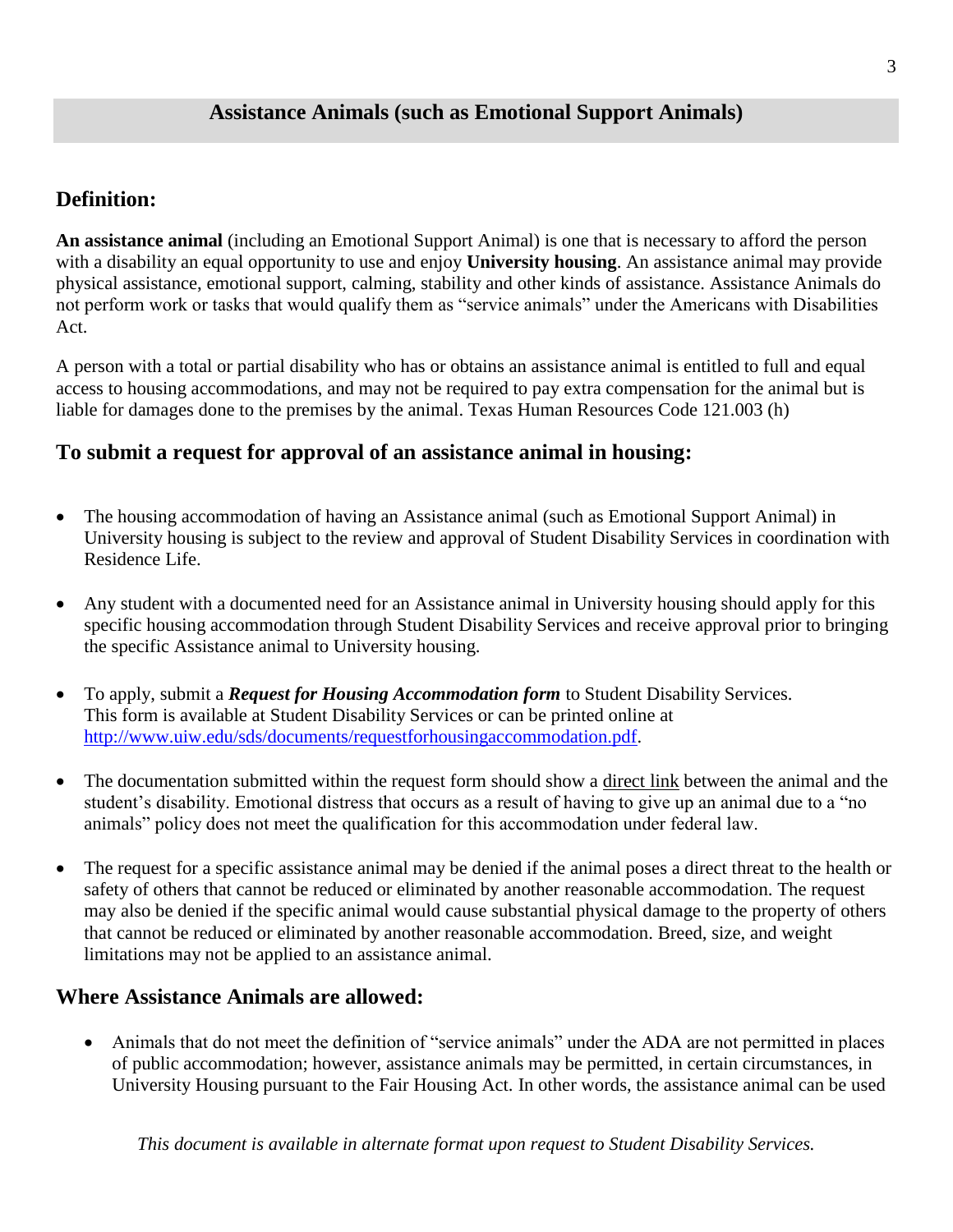## Assistance Animals (such as Emotional Support Animals)

### Definition:

**An assistance animal** (including an Emotional Support Animal) is one that is necessary to afford the person with a disability an equal opportunity to use and enjoy **University housing**. An assistance animal may provide physical assistance, emotional support, calming, stability and other kinds of assistance. Assistance Animals do not perform work or tasks that would qualify them as "service animals" under the Americans with Disabilities Act.

A person with a total or partial disability who has or obtains an assistance animal is entitled to full and equal access to housing accommodations, and may not be required to pay extra compensation for the animal but is liable for damages done to the premises by the animal. Texas Human Resources Code 121.003 (h)

### To submit a request for approval of an assistance animal in housing:

- The housing accommodation of having an Assistance animal (such as Emotional Support Animal) in University housing is subject to the review and approval of Student Disability Services in coordination with Residence Life.
- Any student with a documented need for an Assistance animal in University housing should apply for this specific housing accommodation through Student Disability Services and receive approval prior to bringing the specific Assistance animal to University housing.
- To apply, submit a ***Request for Housing Accommodation form*** to Student Disability Services. This form is available at Student Disability Services or can be printed online at http://www.uiw.edu/sds/documents/requestforhousingaccommodation.pdf.
- The documentation submitted within the request form should show a direct link between the animal and the student's disability. Emotional distress that occurs as a result of having to give up an animal due to a "no animals" policy does not meet the qualification for this accommodation under federal law.
- The request for a specific assistance animal may be denied if the animal poses a direct threat to the health or safety of others that cannot be reduced or eliminated by another reasonable accommodation. The request may also be denied if the specific animal would cause substantial physical damage to the property of others that cannot be reduced or eliminated by another reasonable accommodation. Breed, size, and weight limitations may not be applied to an assistance animal.

### Where Assistance Animals are allowed:

- Animals that do not meet the definition of "service animals" under the ADA are not permitted in places of public accommodation; however, assistance animals may be permitted, in certain circumstances, in University Housing pursuant to the Fair Housing Act. In other words, the assistance animal can be used

*This document is available in alternate format upon request to Student Disability Services.*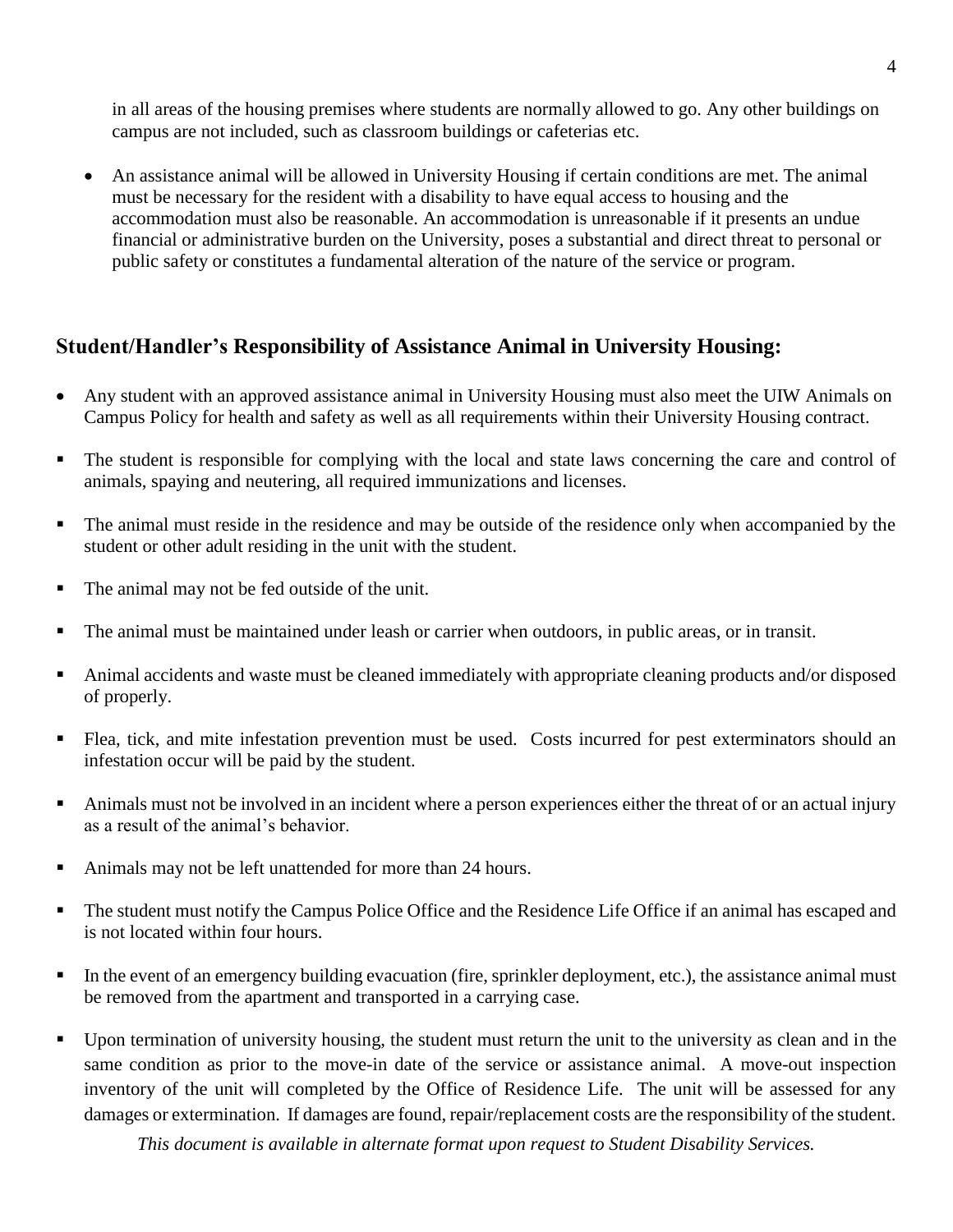in all areas of the housing premises where students are normally allowed to go. Any other buildings on campus are not included, such as classroom buildings or cafeterias etc.

- An assistance animal will be allowed in University Housing if certain conditions are met. The animal must be necessary for the resident with a disability to have equal access to housing and the accommodation must also be reasonable. An accommodation is unreasonable if it presents an undue financial or administrative burden on the University, poses a substantial and direct threat to personal or public safety or constitutes a fundamental alteration of the nature of the service or program.

## Student/Handler's Responsibility of Assistance Animal in University Housing:

- Any student with an approved assistance animal in University Housing must also meet the UIW Animals on Campus Policy for health and safety as well as all requirements within their University Housing contract.
- The student is responsible for complying with the local and state laws concerning the care and control of animals, spaying and neutering, all required immunizations and licenses.
- The animal must reside in the residence and may be outside of the residence only when accompanied by the student or other adult residing in the unit with the student.
- The animal may not be fed outside of the unit.
- The animal must be maintained under leash or carrier when outdoors, in public areas, or in transit.
- Animal accidents and waste must be cleaned immediately with appropriate cleaning products and/or disposed of properly.
- Flea, tick, and mite infestation prevention must be used. Costs incurred for pest exterminators should an infestation occur will be paid by the student.
- Animals must not be involved in an incident where a person experiences either the threat of or an actual injury as a result of the animal's behavior.
- Animals may not be left unattended for more than 24 hours.
- The student must notify the Campus Police Office and the Residence Life Office if an animal has escaped and is not located within four hours.
- In the event of an emergency building evacuation (fire, sprinkler deployment, etc.), the assistance animal must be removed from the apartment and transported in a carrying case.
- Upon termination of university housing, the student must return the unit to the university as clean and in the same condition as prior to the move-in date of the service or assistance animal. A move-out inspection inventory of the unit will completed by the Office of Residence Life. The unit will be assessed for any damages or extermination. If damages are found, repair/replacement costs are the responsibility of the student.

*This document is available in alternate format upon request to Student Disability Services.*